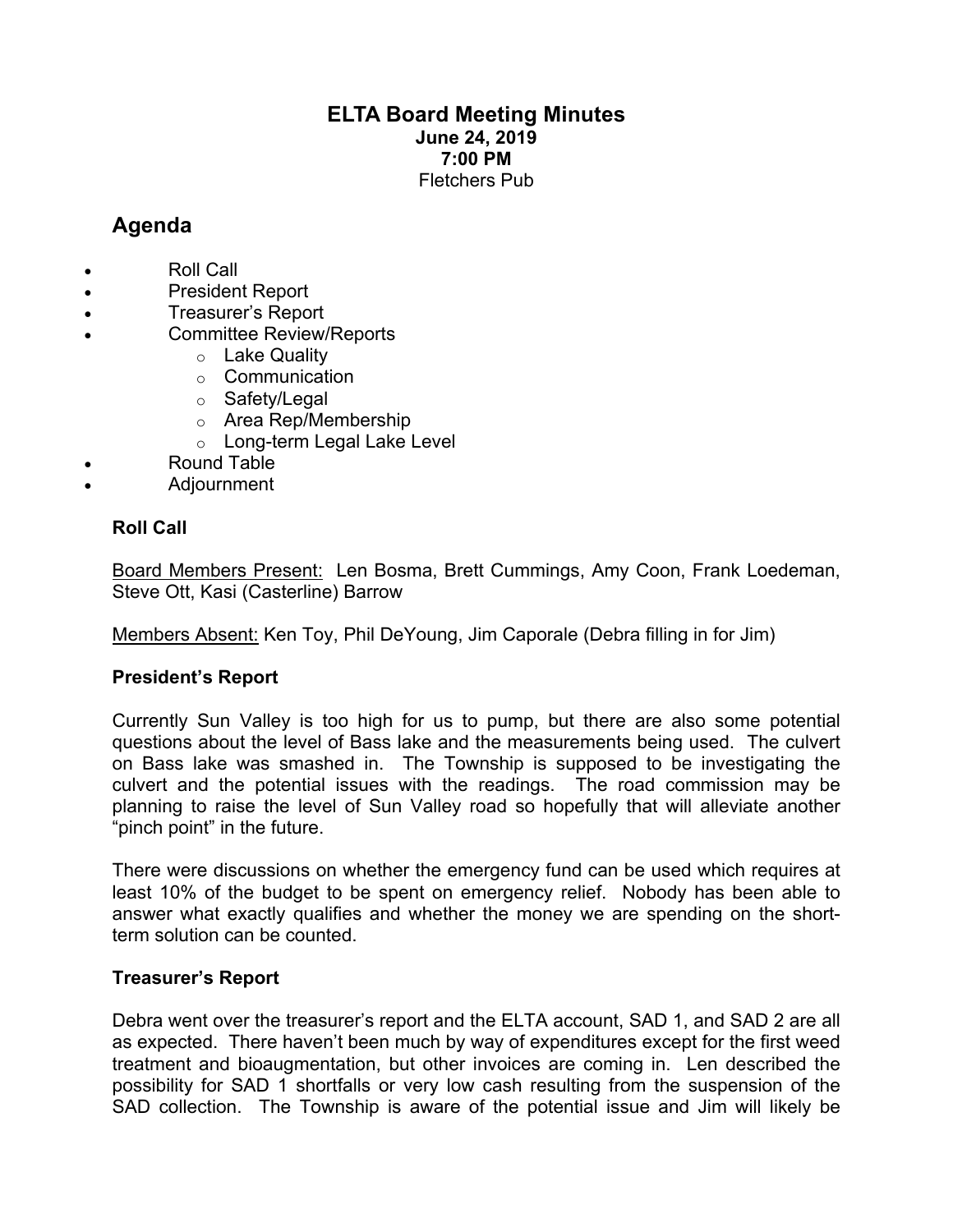# ELTA Board Meeting Minutes

**June 24, 2019**
**7:00 PM**
Fletchers Pub

## Agenda

- Roll Call
- President Report
- Treasurer's Report
- Committee Review/Reports
  - Lake Quality
  - Communication
  - Safety/Legal
  - Area Rep/Membership
  - Long-term Legal Lake Level
- Round Table
- Adjournment

### Roll Call

Board Members Present: Len Bosma, Brett Cummings, Amy Coon, Frank Loedeman, Steve Ott, Kasi (Casterline) Barrow

Members Absent: Ken Toy, Phil DeYoung, Jim Caporale (Debra filling in for Jim)

### President's Report

Currently Sun Valley is too high for us to pump, but there are also some potential questions about the level of Bass lake and the measurements being used. The culvert on Bass lake was smashed in. The Township is supposed to be investigating the culvert and the potential issues with the readings. The road commission may be planning to raise the level of Sun Valley road so hopefully that will alleviate another "pinch point" in the future.

There were discussions on whether the emergency fund can be used which requires at least 10% of the budget to be spent on emergency relief. Nobody has been able to answer what exactly qualifies and whether the money we are spending on the short-term solution can be counted.

### Treasurer's Report

Debra went over the treasurer's report and the ELTA account, SAD 1, and SAD 2 are all as expected. There haven't been much by way of expenditures except for the first weed treatment and bioaugmentation, but other invoices are coming in. Len described the possibility for SAD 1 shortfalls or very low cash resulting from the suspension of the SAD collection. The Township is aware of the potential issue and Jim will likely be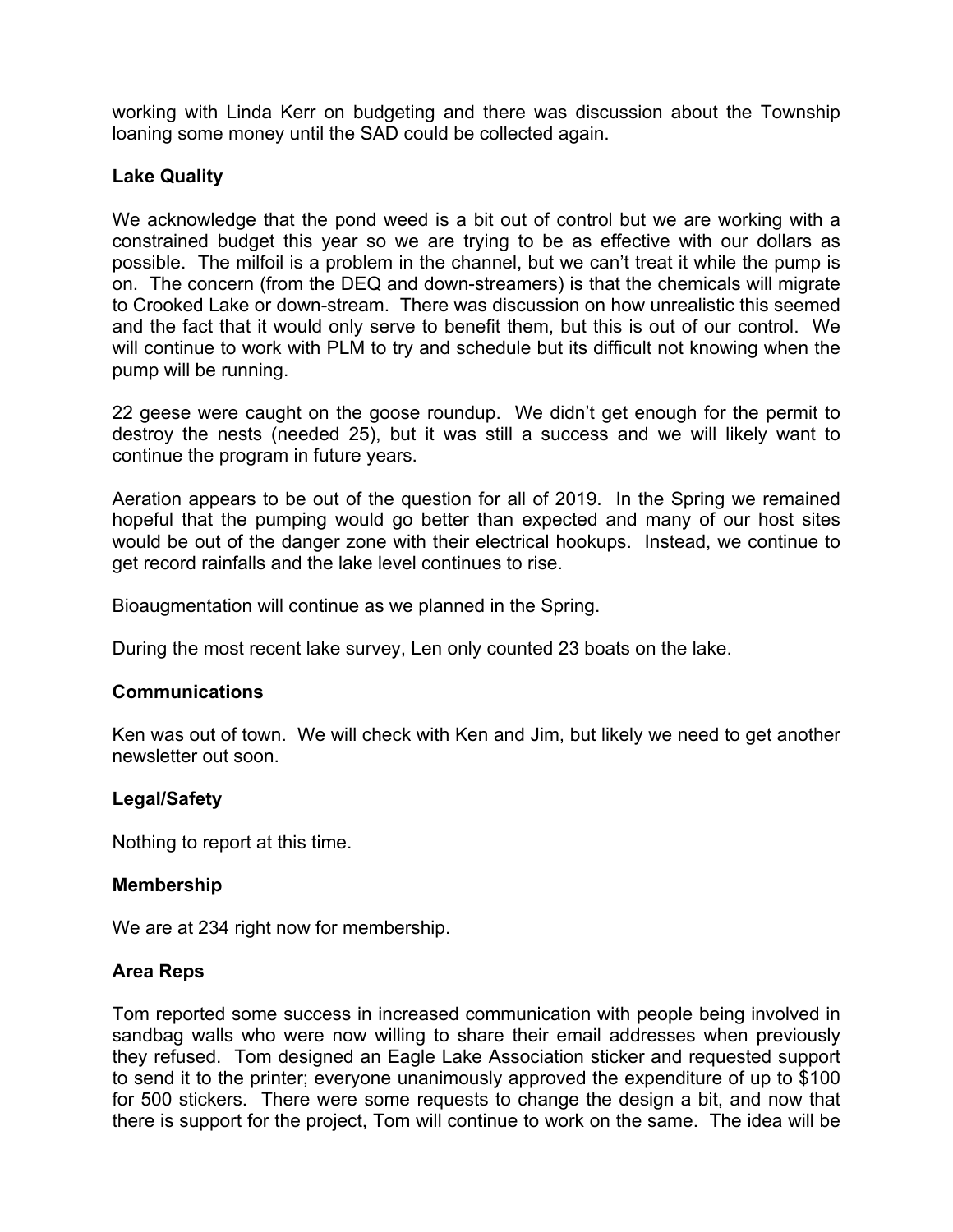working with Linda Kerr on budgeting and there was discussion about the Township loaning some money until the SAD could be collected again.

**Lake Quality**

We acknowledge that the pond weed is a bit out of control but we are working with a constrained budget this year so we are trying to be as effective with our dollars as possible. The milfoil is a problem in the channel, but we can't treat it while the pump is on. The concern (from the DEQ and down-streamers) is that the chemicals will migrate to Crooked Lake or down-stream. There was discussion on how unrealistic this seemed and the fact that it would only serve to benefit them, but this is out of our control. We will continue to work with PLM to try and schedule but its difficult not knowing when the pump will be running.

22 geese were caught on the goose roundup. We didn't get enough for the permit to destroy the nests (needed 25), but it was still a success and we will likely want to continue the program in future years.

Aeration appears to be out of the question for all of 2019. In the Spring we remained hopeful that the pumping would go better than expected and many of our host sites would be out of the danger zone with their electrical hookups. Instead, we continue to get record rainfalls and the lake level continues to rise.

Bioaugmentation will continue as we planned in the Spring.

During the most recent lake survey, Len only counted 23 boats on the lake.

**Communications**

Ken was out of town. We will check with Ken and Jim, but likely we need to get another newsletter out soon.

**Legal/Safety**

Nothing to report at this time.

**Membership**

We are at 234 right now for membership.

**Area Reps**

Tom reported some success in increased communication with people being involved in sandbag walls who were now willing to share their email addresses when previously they refused. Tom designed an Eagle Lake Association sticker and requested support to send it to the printer; everyone unanimously approved the expenditure of up to $100 for 500 stickers. There were some requests to change the design a bit, and now that there is support for the project, Tom will continue to work on the same. The idea will be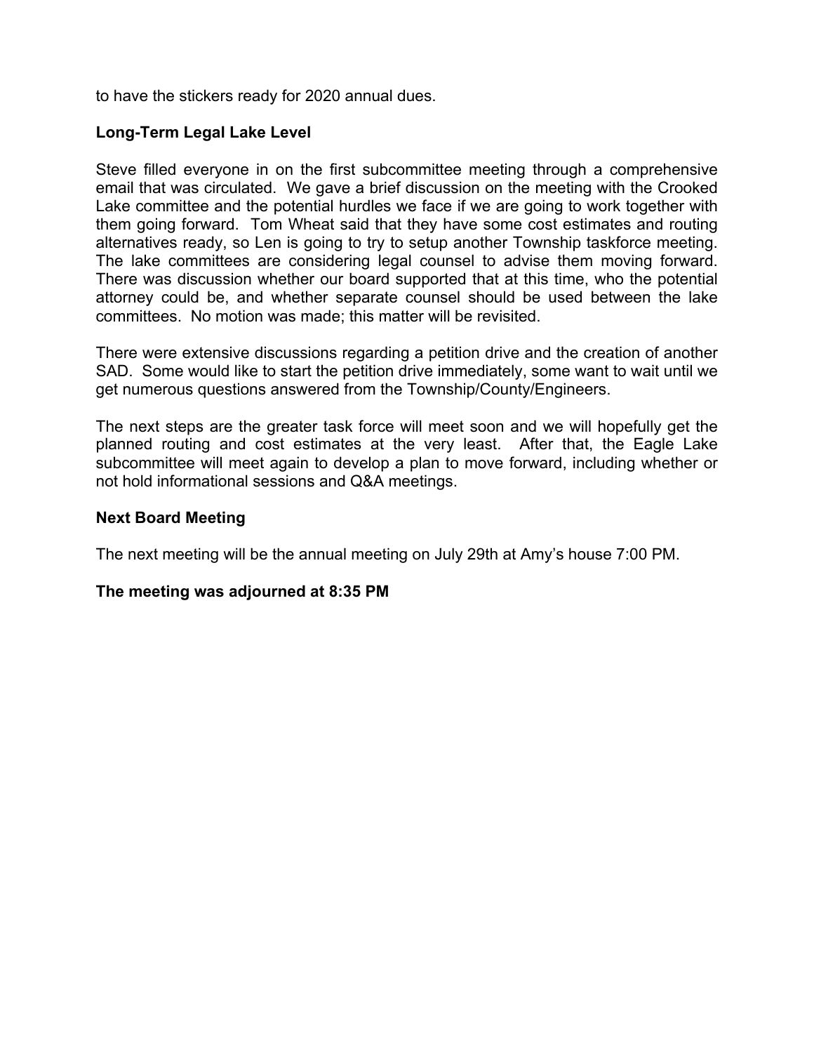to have the stickers ready for 2020 annual dues.

**Long-Term Legal Lake Level**

Steve filled everyone in on the first subcommittee meeting through a comprehensive email that was circulated. We gave a brief discussion on the meeting with the Crooked Lake committee and the potential hurdles we face if we are going to work together with them going forward. Tom Wheat said that they have some cost estimates and routing alternatives ready, so Len is going to try to setup another Township taskforce meeting. The lake committees are considering legal counsel to advise them moving forward. There was discussion whether our board supported that at this time, who the potential attorney could be, and whether separate counsel should be used between the lake committees. No motion was made; this matter will be revisited.

There were extensive discussions regarding a petition drive and the creation of another SAD. Some would like to start the petition drive immediately, some want to wait until we get numerous questions answered from the Township/County/Engineers.

The next steps are the greater task force will meet soon and we will hopefully get the planned routing and cost estimates at the very least. After that, the Eagle Lake subcommittee will meet again to develop a plan to move forward, including whether or not hold informational sessions and Q&A meetings.

**Next Board Meeting**

The next meeting will be the annual meeting on July 29th at Amy's house 7:00 PM.

**The meeting was adjourned at 8:35 PM**